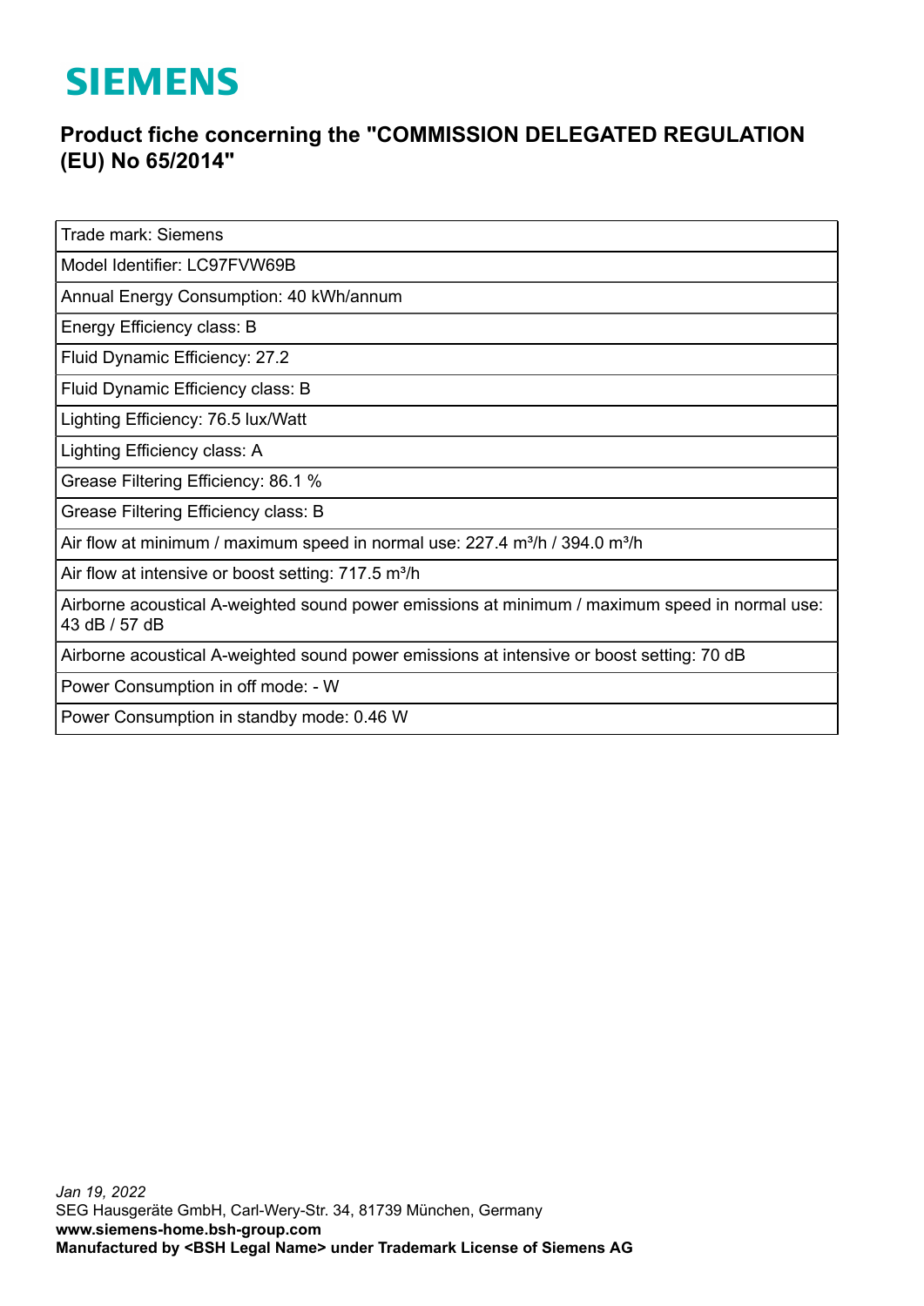# SIEMENS

## Product fiche concerning the "COMMISSION DELEGATED REGULATION (EU) No 65/2014"

| Trade mark: Siemens |
|---|
| Model Identifier: LC97FVW69B |
| Annual Energy Consumption: 40 kWh/annum |
| Energy Efficiency class: B |
| Fluid Dynamic Efficiency: 27.2 |
| Fluid Dynamic Efficiency class: B |
| Lighting Efficiency: 76.5 lux/Watt |
| Lighting Efficiency class: A |
| Grease Filtering Efficiency: 86.1 % |
| Grease Filtering Efficiency class: B |
| Air flow at minimum / maximum speed in normal use: 227.4 m³/h / 394.0 m³/h |
| Air flow at intensive or boost setting: 717.5 m³/h |
| Airborne acoustical A-weighted sound power emissions at minimum / maximum speed in normal use: 43 dB / 57 dB |
| Airborne acoustical A-weighted sound power emissions at intensive or boost setting: 70 dB |
| Power Consumption in off mode: - W |
| Power Consumption in standby mode: 0.46 W |

*Jan 19, 2022*
SEG Hausgeräte GmbH, Carl-Wery-Str. 34, 81739 München, Germany
**www.siemens-home.bsh-group.com**
**Manufactured by <BSH Legal Name> under Trademark License of Siemens AG**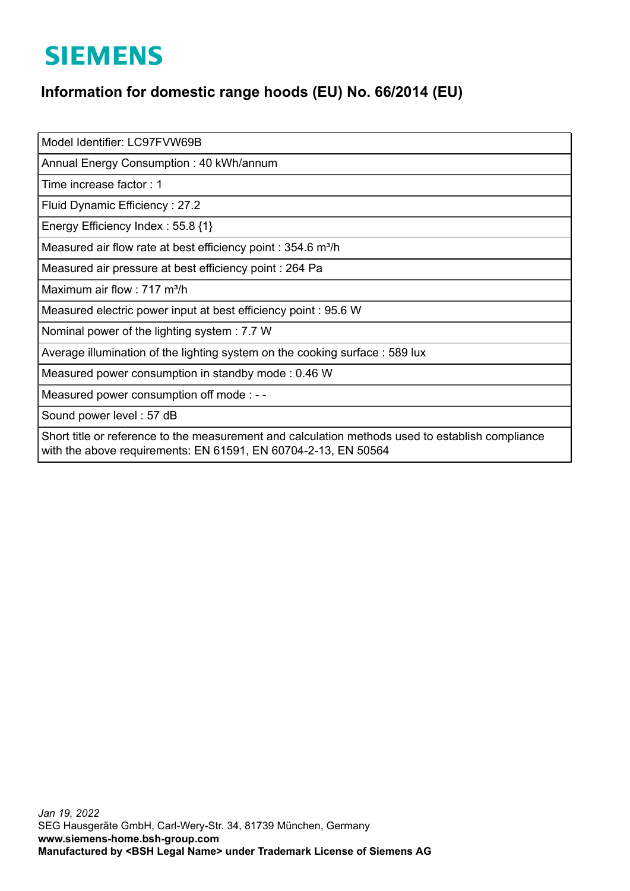SIEMENS

## Information for domestic range hoods (EU) No. 66/2014 (EU)

| |
|---|
| Model Identifier: LC97FVW69B |
| Annual Energy Consumption : 40 kWh/annum |
| Time increase factor : 1 |
| Fluid Dynamic Efficiency : 27.2 |
| Energy Efficiency Index : 55.8 {1} |
| Measured air flow rate at best efficiency point : 354.6 m³/h |
| Measured air pressure at best efficiency point : 264 Pa |
| Maximum air flow : 717 m³/h |
| Measured electric power input at best efficiency point : 95.6 W |
| Nominal power of the lighting system : 7.7 W |
| Average illumination of the lighting system on the cooking surface : 589 lux |
| Measured power consumption in standby mode : 0.46 W |
| Measured power consumption off mode : - - |
| Sound power level : 57 dB |
| Short title or reference to the measurement and calculation methods used to establish compliance with the above requirements: EN 61591, EN 60704-2-13, EN 50564 |

*Jan 19, 2022*
SEG Hausgeräte GmbH, Carl-Wery-Str. 34, 81739 München, Germany
**www.siemens-home.bsh-group.com**
**Manufactured by <BSH Legal Name> under Trademark License of Siemens AG**